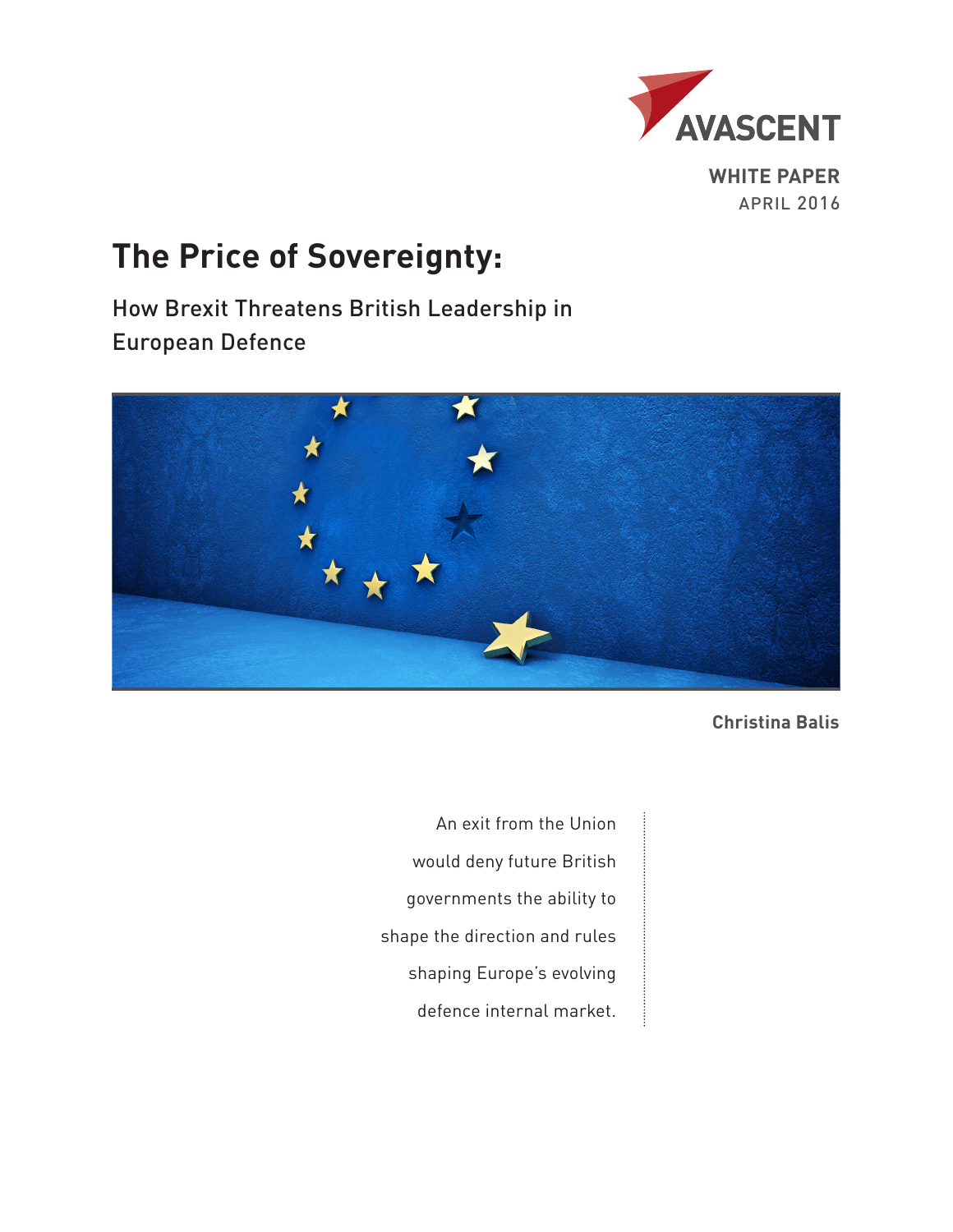AVASCENT

**WHITE PAPER**
APRIL 2016

# The Price of Sovereignty:

## How Brexit Threatens British Leadership in European Defence

**Christina Balis**

An exit from the Union would deny future British governments the ability to shape the direction and rules shaping Europe's evolving defence internal market.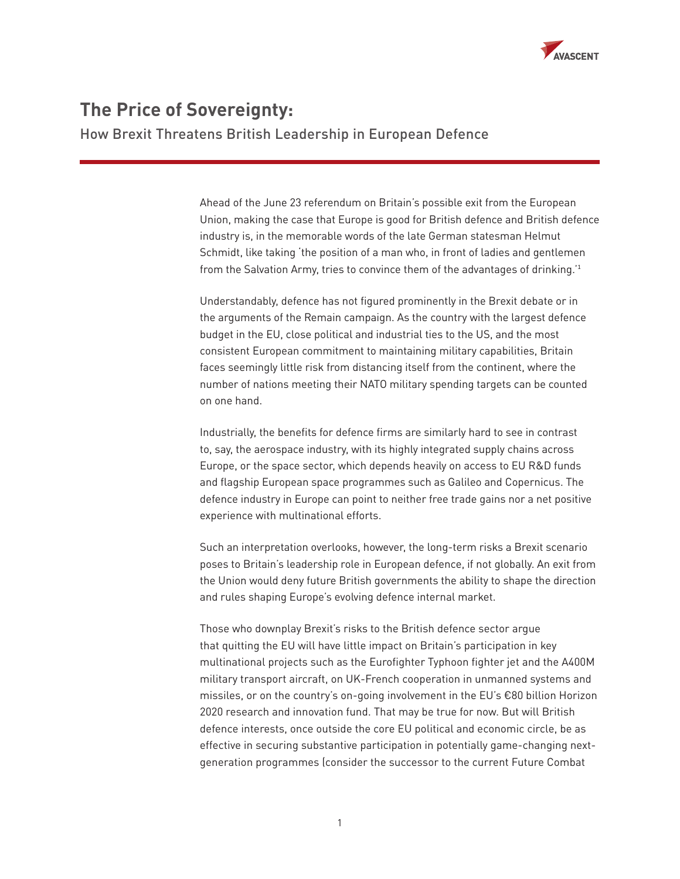# The Price of Sovereignty:

How Brexit Threatens British Leadership in European Defence

Ahead of the June 23 referendum on Britain's possible exit from the European Union, making the case that Europe is good for British defence and British defence industry is, in the memorable words of the late German statesman Helmut Schmidt, like taking 'the position of a man who, in front of ladies and gentlemen from the Salvation Army, tries to convince them of the advantages of drinking.'[1]

Understandably, defence has not figured prominently in the Brexit debate or in the arguments of the Remain campaign. As the country with the largest defence budget in the EU, close political and industrial ties to the US, and the most consistent European commitment to maintaining military capabilities, Britain faces seemingly little risk from distancing itself from the continent, where the number of nations meeting their NATO military spending targets can be counted on one hand.

Industrially, the benefits for defence firms are similarly hard to see in contrast to, say, the aerospace industry, with its highly integrated supply chains across Europe, or the space sector, which depends heavily on access to EU R&D funds and flagship European space programmes such as Galileo and Copernicus. The defence industry in Europe can point to neither free trade gains nor a net positive experience with multinational efforts.

Such an interpretation overlooks, however, the long-term risks a Brexit scenario poses to Britain's leadership role in European defence, if not globally. An exit from the Union would deny future British governments the ability to shape the direction and rules shaping Europe's evolving defence internal market.

Those who downplay Brexit's risks to the British defence sector argue that quitting the EU will have little impact on Britain's participation in key multinational projects such as the Eurofighter Typhoon fighter jet and the A400M military transport aircraft, on UK-French cooperation in unmanned systems and missiles, or on the country's on-going involvement in the EU's €80 billion Horizon 2020 research and innovation fund. That may be true for now. But will British defence interests, once outside the core EU political and economic circle, be as effective in securing substantive participation in potentially game-changing next-generation programmes (consider the successor to the current Future Combat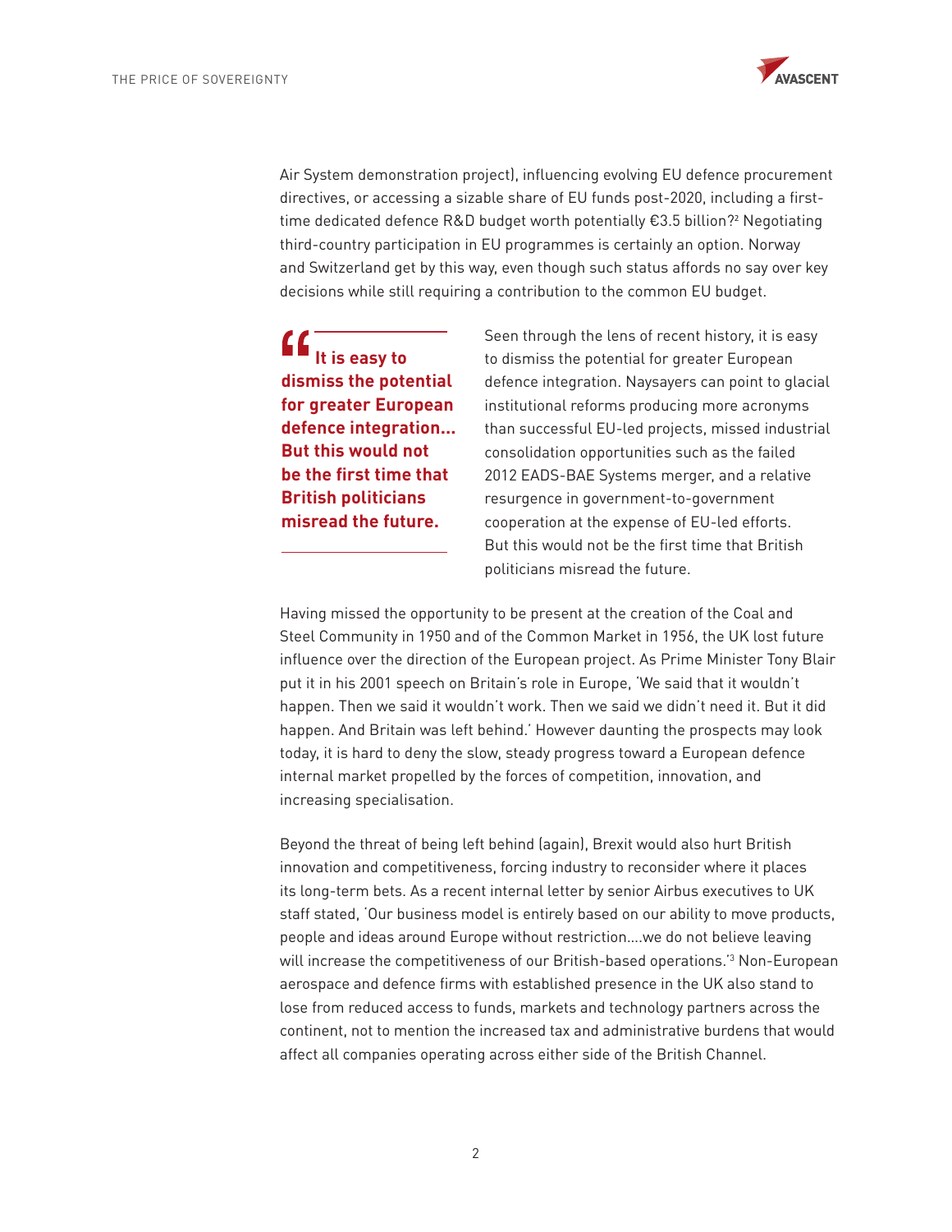Air System demonstration project), influencing evolving EU defence procurement directives, or accessing a sizable share of EU funds post-2020, including a first-time dedicated defence R&D budget worth potentially €3.5 billion?[2] Negotiating third-country participation in EU programmes is certainly an option. Norway and Switzerland get by this way, even though such status affords no say over key decisions while still requiring a contribution to the common EU budget.

> **"It is easy to dismiss the potential for greater European defence integration... But this would not be the first time that British politicians misread the future.**

Seen through the lens of recent history, it is easy to dismiss the potential for greater European defence integration. Naysayers can point to glacial institutional reforms producing more acronyms than successful EU-led projects, missed industrial consolidation opportunities such as the failed 2012 EADS-BAE Systems merger, and a relative resurgence in government-to-government cooperation at the expense of EU-led efforts. But this would not be the first time that British politicians misread the future.

Having missed the opportunity to be present at the creation of the Coal and Steel Community in 1950 and of the Common Market in 1956, the UK lost future influence over the direction of the European project. As Prime Minister Tony Blair put it in his 2001 speech on Britain's role in Europe, 'We said that it wouldn't happen. Then we said it wouldn't work. Then we said we didn't need it. But it did happen. And Britain was left behind.' However daunting the prospects may look today, it is hard to deny the slow, steady progress toward a European defence internal market propelled by the forces of competition, innovation, and increasing specialisation.

Beyond the threat of being left behind (again), Brexit would also hurt British innovation and competitiveness, forcing industry to reconsider where it places its long-term bets. As a recent internal letter by senior Airbus executives to UK staff stated, 'Our business model is entirely based on our ability to move products, people and ideas around Europe without restriction....we do not believe leaving will increase the competitiveness of our British-based operations.'[3] Non-European aerospace and defence firms with established presence in the UK also stand to lose from reduced access to funds, markets and technology partners across the continent, not to mention the increased tax and administrative burdens that would affect all companies operating across either side of the British Channel.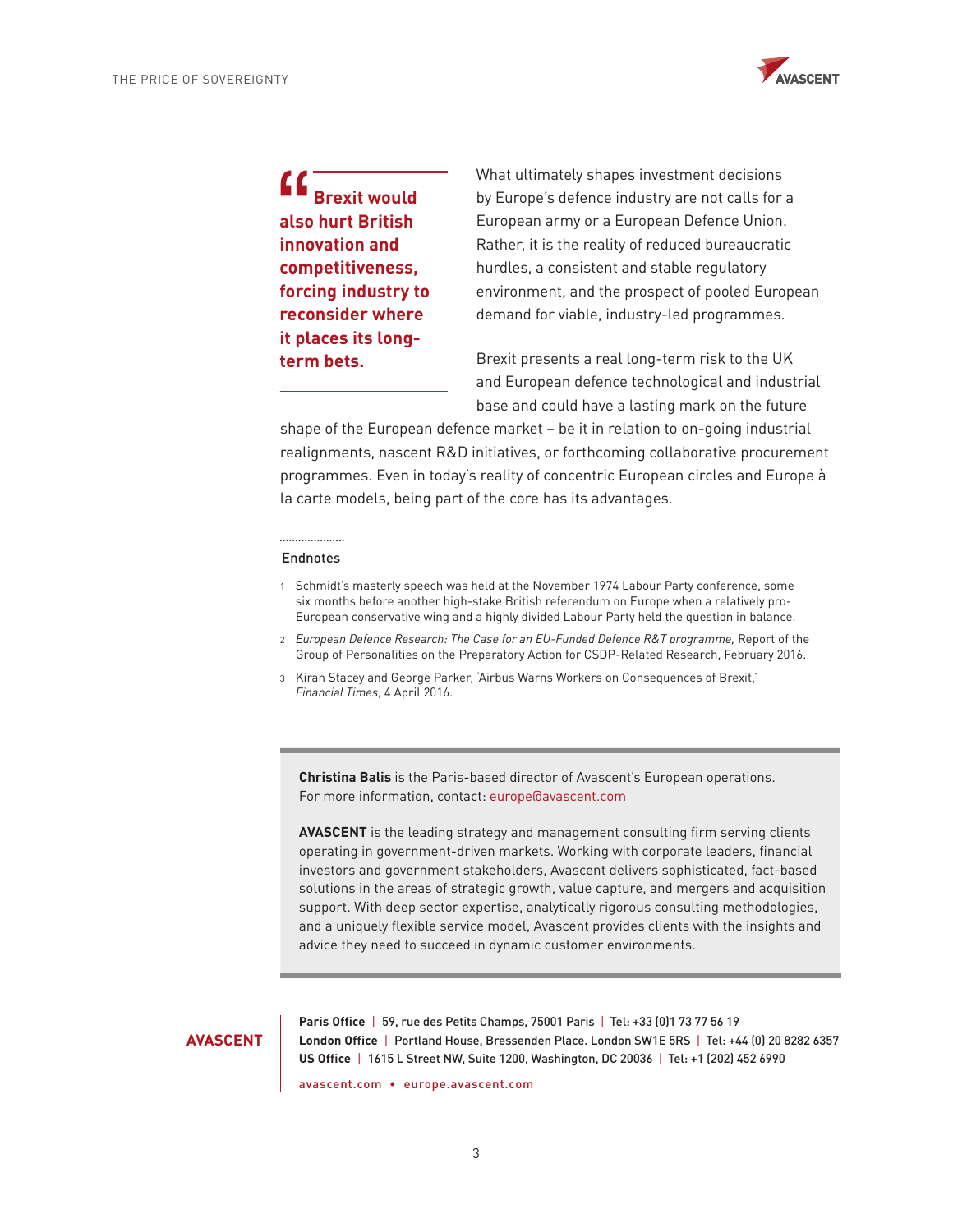> "Brexit would also hurt British innovation and competitiveness, forcing industry to reconsider where it places its long-term bets.

What ultimately shapes investment decisions by Europe's defence industry are not calls for a European army or a European Defence Union. Rather, it is the reality of reduced bureaucratic hurdles, a consistent and stable regulatory environment, and the prospect of pooled European demand for viable, industry-led programmes.

Brexit presents a real long-term risk to the UK and European defence technological and industrial base and could have a lasting mark on the future shape of the European defence market – be it in relation to on-going industrial realignments, nascent R&D initiatives, or forthcoming collaborative procurement programmes. Even in today's reality of concentric European circles and Europe à la carte models, being part of the core has its advantages.

## Endnotes

1. Schmidt's masterly speech was held at the November 1974 Labour Party conference, some six months before another high-stake British referendum on Europe when a relatively pro-European conservative wing and a highly divided Labour Party held the question in balance.
2. *European Defence Research: The Case for an EU-Funded Defence R&T programme,* Report of the Group of Personalities on the Preparatory Action for CSDP-Related Research, February 2016.
3. Kiran Stacey and George Parker, 'Airbus Warns Workers on Consequences of Brexit,' *Financial Times*, 4 April 2016.

**Christina Balis** is the Paris-based director of Avascent's European operations. For more information, contact: europe@avascent.com

**AVASCENT** is the leading strategy and management consulting firm serving clients operating in government-driven markets. Working with corporate leaders, financial investors and government stakeholders, Avascent delivers sophisticated, fact-based solutions in the areas of strategic growth, value capture, and mergers and acquisition support. With deep sector expertise, analytically rigorous consulting methodologies, and a uniquely flexible service model, Avascent provides clients with the insights and advice they need to succeed in dynamic customer environments.

**AVASCENT**

**Paris Office** | 59, rue des Petits Champs, 75001 Paris | Tel: +33 (0)1 73 77 56 19
**London Office** | Portland House, Bressenden Place. London SW1E 5RS | Tel: +44 (0) 20 8282 6357
**US Office** | 1615 L Street NW, Suite 1200, Washington, DC 20036 | Tel: +1 (202) 452 6990

avascent.com • europe.avascent.com